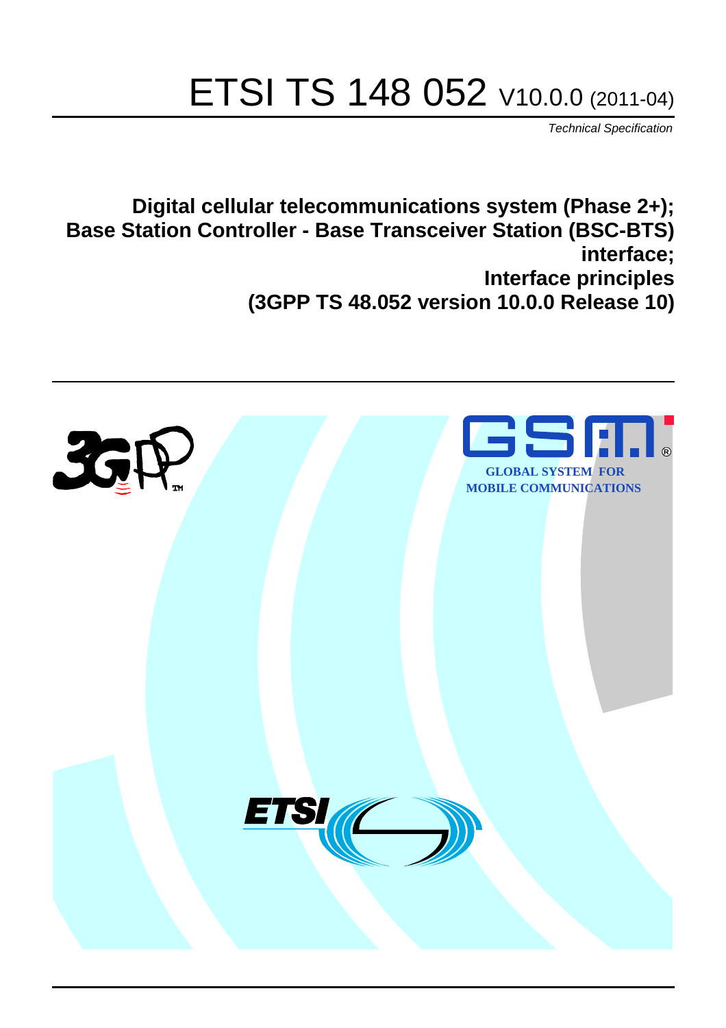# ETSI TS 148 052 V10.0.0 (2011-04)

*Technical Specification*

**Digital cellular telecommunications system (Phase 2+); Base Station Controller - Base Transceiver Station (BSC-BTS) interface; Interface principles (3GPP TS 48.052 version 10.0.0 Release 10)**

GLOBAL SYSTEM FOR MOBILE COMMUNICATIONS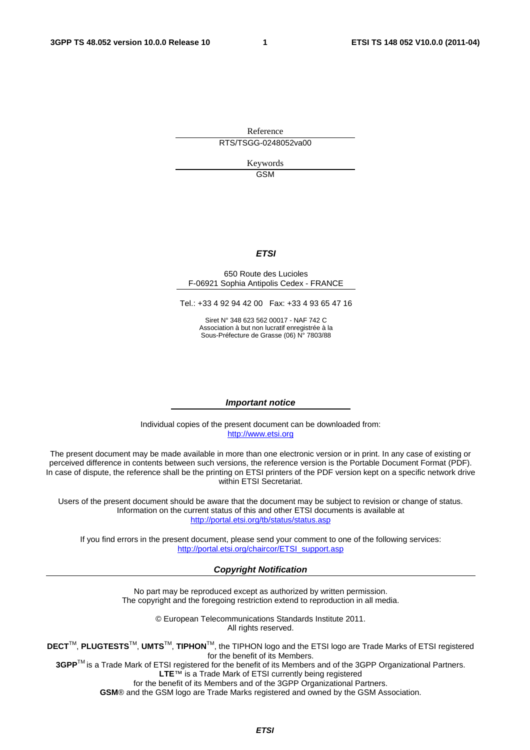Reference

RTS/TSGG-0248052va00

Keywords

GSM

***ETSI***

650 Route des Lucioles
F-06921 Sophia Antipolis Cedex - FRANCE

Tel.: +33 4 92 94 42 00   Fax: +33 4 93 65 47 16

Siret N° 348 623 562 00017 - NAF 742 C
Association à but non lucratif enregistrée à la
Sous-Préfecture de Grasse (06) N° 7803/88

***Important notice***

Individual copies of the present document can be downloaded from:
http://www.etsi.org

The present document may be made available in more than one electronic version or in print. In any case of existing or perceived difference in contents between such versions, the reference version is the Portable Document Format (PDF). In case of dispute, the reference shall be the printing on ETSI printers of the PDF version kept on a specific network drive within ETSI Secretariat.

Users of the present document should be aware that the document may be subject to revision or change of status. Information on the current status of this and other ETSI documents is available at
http://portal.etsi.org/tb/status/status.asp

If you find errors in the present document, please send your comment to one of the following services:
http://portal.etsi.org/chaircor/ETSI_support.asp

***Copyright Notification***

No part may be reproduced except as authorized by written permission.
The copyright and the foregoing restriction extend to reproduction in all media.

© European Telecommunications Standards Institute 2011.
All rights reserved.

**DECT**™, **PLUGTESTS**™, **UMTS**™, **TIPHON**™, the TIPHON logo and the ETSI logo are Trade Marks of ETSI registered for the benefit of its Members.
**3GPP**™ is a Trade Mark of ETSI registered for the benefit of its Members and of the 3GPP Organizational Partners.
**LTE**™ is a Trade Mark of ETSI currently being registered
for the benefit of its Members and of the 3GPP Organizational Partners.
**GSM**® and the GSM logo are Trade Marks registered and owned by the GSM Association.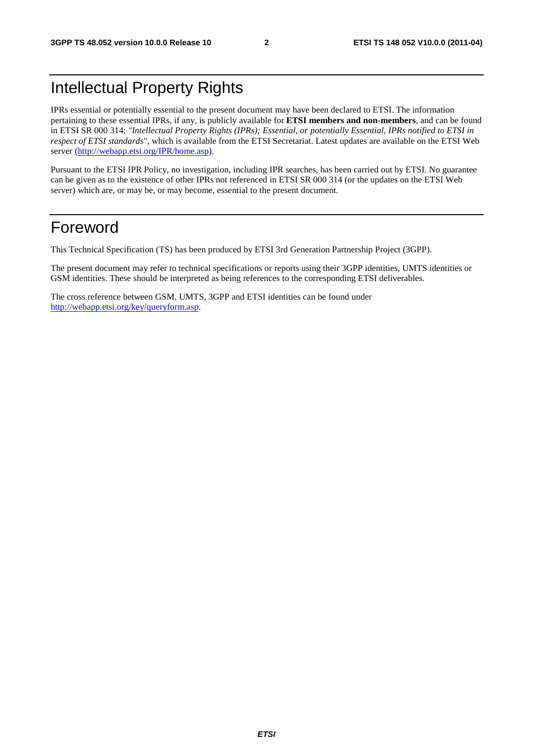# Intellectual Property Rights

IPRs essential or potentially essential to the present document may have been declared to ETSI. The information pertaining to these essential IPRs, if any, is publicly available for **ETSI members and non-members**, and can be found in ETSI SR 000 314: *"Intellectual Property Rights (IPRs); Essential, or potentially Essential, IPRs notified to ETSI in respect of ETSI standards"*, which is available from the ETSI Secretariat. Latest updates are available on the ETSI Web server (http://webapp.etsi.org/IPR/home.asp).

Pursuant to the ETSI IPR Policy, no investigation, including IPR searches, has been carried out by ETSI. No guarantee can be given as to the existence of other IPRs not referenced in ETSI SR 000 314 (or the updates on the ETSI Web server) which are, or may be, or may become, essential to the present document.

# Foreword

This Technical Specification (TS) has been produced by ETSI 3rd Generation Partnership Project (3GPP).

The present document may refer to technical specifications or reports using their 3GPP identities, UMTS identities or GSM identities. These should be interpreted as being references to the corresponding ETSI deliverables.

The cross reference between GSM, UMTS, 3GPP and ETSI identities can be found under http://webapp.etsi.org/key/queryform.asp.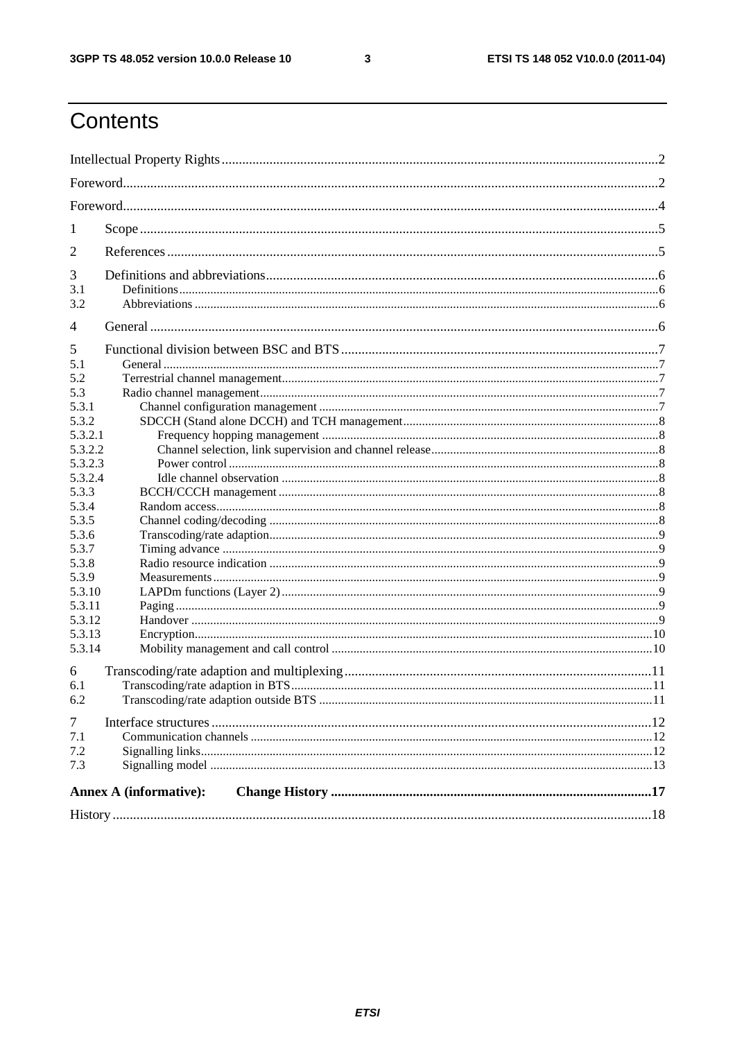# Contents

Intellectual Property Rights ..... 2

Foreword ..... 2

Foreword ..... 4

1 Scope ..... 5

2 References ..... 5

3 Definitions and abbreviations ..... 6
- 3.1 Definitions ..... 6
- 3.2 Abbreviations ..... 6

4 General ..... 6

5 Functional division between BSC and BTS ..... 7
- 5.1 General ..... 7
- 5.2 Terrestrial channel management ..... 7
- 5.3 Radio channel management ..... 7
  - 5.3.1 Channel configuration management ..... 7
  - 5.3.2 SDCCH (Stand alone DCCH) and TCH management ..... 8
    - 5.3.2.1 Frequency hopping management ..... 8
    - 5.3.2.2 Channel selection, link supervision and channel release ..... 8
    - 5.3.2.3 Power control ..... 8
    - 5.3.2.4 Idle channel observation ..... 8
  - 5.3.3 BCCH/CCCH management ..... 8
  - 5.3.4 Random access ..... 8
  - 5.3.5 Channel coding/decoding ..... 8
  - 5.3.6 Transcoding/rate adaption ..... 9
  - 5.3.7 Timing advance ..... 9
  - 5.3.8 Radio resource indication ..... 9
  - 5.3.9 Measurements ..... 9
  - 5.3.10 LAPDm functions (Layer 2) ..... 9
  - 5.3.11 Paging ..... 9
  - 5.3.12 Handover ..... 9
  - 5.3.13 Encryption ..... 10
  - 5.3.14 Mobility management and call control ..... 10

6 Transcoding/rate adaption and multiplexing ..... 11
- 6.1 Transcoding/rate adaption in BTS ..... 11
- 6.2 Transcoding/rate adaption outside BTS ..... 11

7 Interface structures ..... 12
- 7.1 Communication channels ..... 12
- 7.2 Signalling links ..... 12
- 7.3 Signalling model ..... 13

**Annex A (informative): Change History ..... 17**

History ..... 18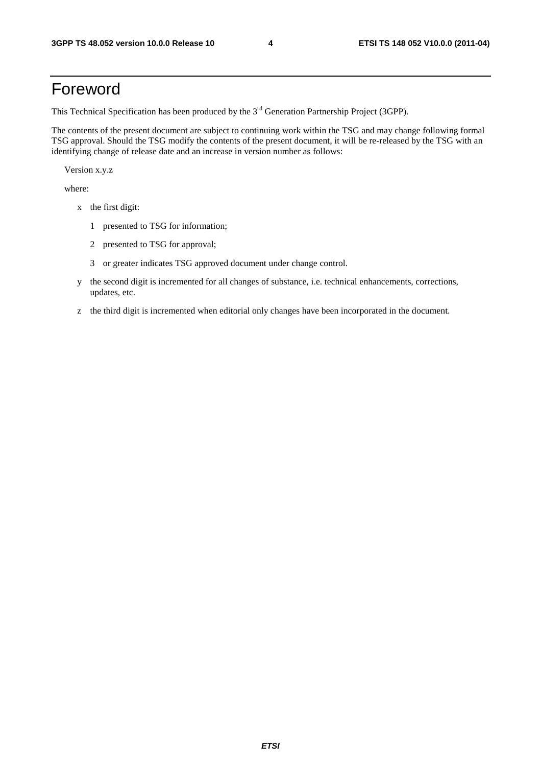# Foreword

This Technical Specification has been produced by the 3rd Generation Partnership Project (3GPP).

The contents of the present document are subject to continuing work within the TSG and may change following formal TSG approval. Should the TSG modify the contents of the present document, it will be re-released by the TSG with an identifying change of release date and an increase in version number as follows:

Version x.y.z

where:

- x the first digit:
  - 1 presented to TSG for information;
  - 2 presented to TSG for approval;
  - 3 or greater indicates TSG approved document under change control.
- y the second digit is incremented for all changes of substance, i.e. technical enhancements, corrections, updates, etc.
- z the third digit is incremented when editorial only changes have been incorporated in the document.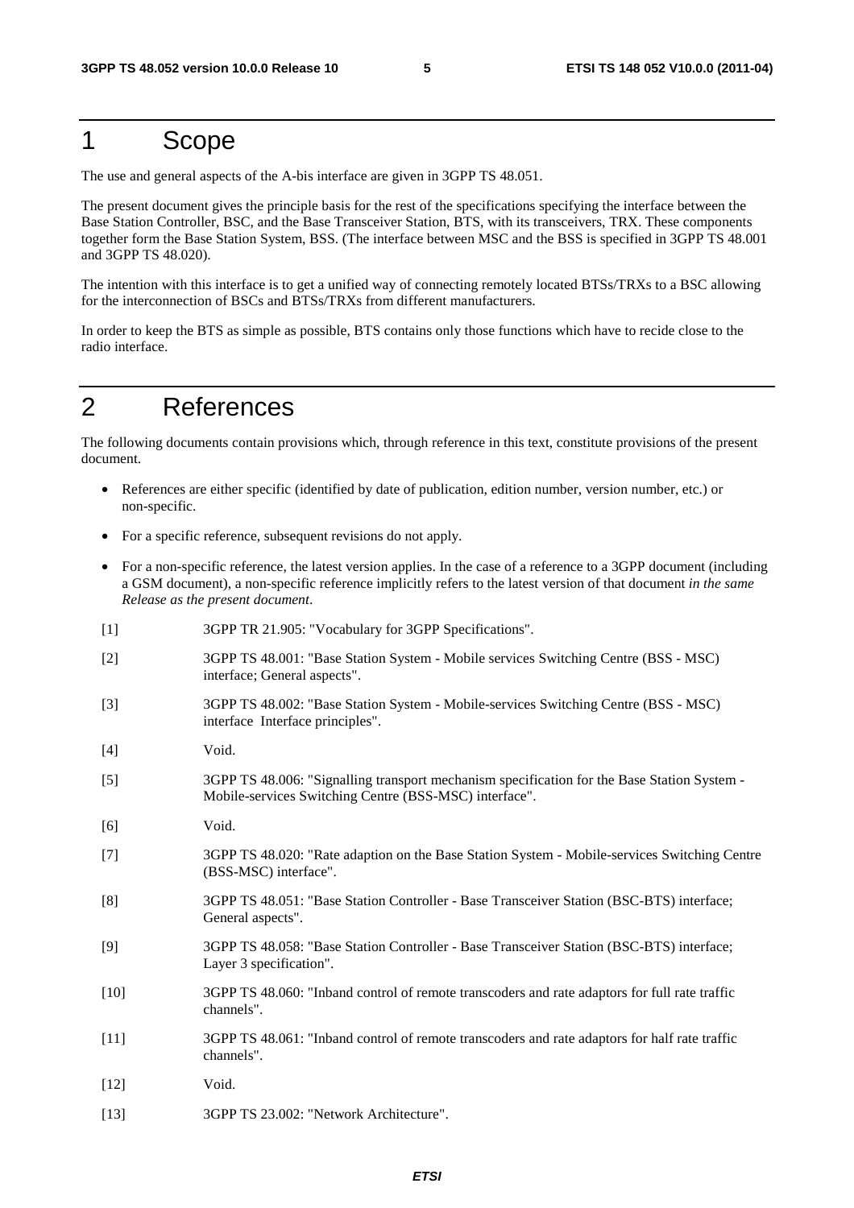# 1 Scope

The use and general aspects of the A-bis interface are given in 3GPP TS 48.051.

The present document gives the principle basis for the rest of the specifications specifying the interface between the Base Station Controller, BSC, and the Base Transceiver Station, BTS, with its transceivers, TRX. These components together form the Base Station System, BSS. (The interface between MSC and the BSS is specified in 3GPP TS 48.001 and 3GPP TS 48.020).

The intention with this interface is to get a unified way of connecting remotely located BTSs/TRXs to a BSC allowing for the interconnection of BSCs and BTSs/TRXs from different manufacturers.

In order to keep the BTS as simple as possible, BTS contains only those functions which have to recide close to the radio interface.

# 2 References

The following documents contain provisions which, through reference in this text, constitute provisions of the present document.

- References are either specific (identified by date of publication, edition number, version number, etc.) or non-specific.
- For a specific reference, subsequent revisions do not apply.
- For a non-specific reference, the latest version applies. In the case of a reference to a 3GPP document (including a GSM document), a non-specific reference implicitly refers to the latest version of that document *in the same Release as the present document*.

[1] 3GPP TR 21.905: "Vocabulary for 3GPP Specifications".

[2] 3GPP TS 48.001: "Base Station System - Mobile services Switching Centre (BSS - MSC) interface; General aspects".

[3] 3GPP TS 48.002: "Base Station System - Mobile-services Switching Centre (BSS - MSC) interface Interface principles".

[4] Void.

[5] 3GPP TS 48.006: "Signalling transport mechanism specification for the Base Station System - Mobile-services Switching Centre (BSS-MSC) interface".

[6] Void.

[7] 3GPP TS 48.020: "Rate adaption on the Base Station System - Mobile-services Switching Centre (BSS-MSC) interface".

[8] 3GPP TS 48.051: "Base Station Controller - Base Transceiver Station (BSC-BTS) interface; General aspects".

[9] 3GPP TS 48.058: "Base Station Controller - Base Transceiver Station (BSC-BTS) interface; Layer 3 specification".

[10] 3GPP TS 48.060: "Inband control of remote transcoders and rate adaptors for full rate traffic channels".

[11] 3GPP TS 48.061: "Inband control of remote transcoders and rate adaptors for half rate traffic channels".

[12] Void.

[13] 3GPP TS 23.002: "Network Architecture".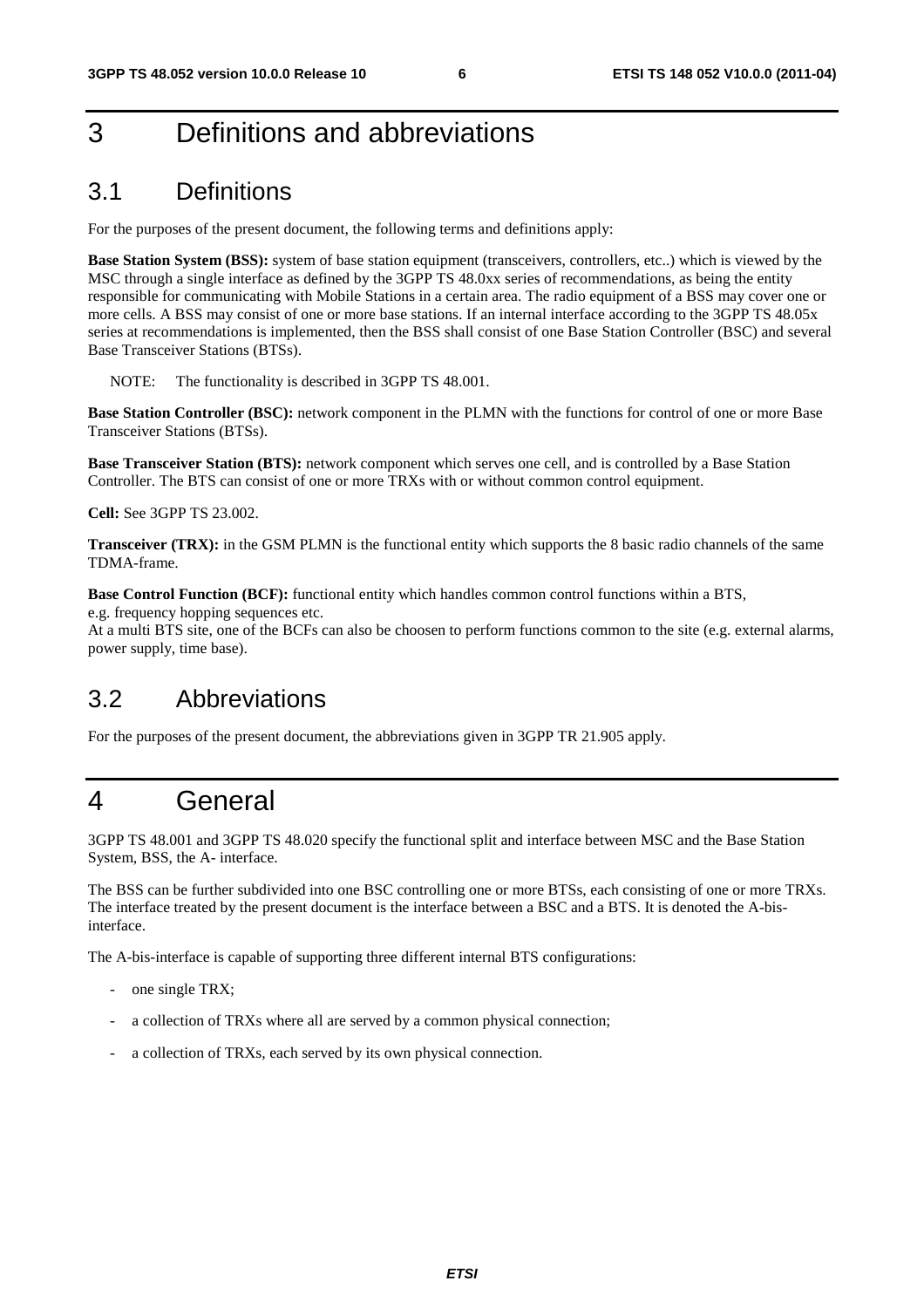# 3 Definitions and abbreviations

## 3.1 Definitions

For the purposes of the present document, the following terms and definitions apply:

**Base Station System (BSS):** system of base station equipment (transceivers, controllers, etc..) which is viewed by the MSC through a single interface as defined by the 3GPP TS 48.0xx series of recommendations, as being the entity responsible for communicating with Mobile Stations in a certain area. The radio equipment of a BSS may cover one or more cells. A BSS may consist of one or more base stations. If an internal interface according to the 3GPP TS 48.05x series at recommendations is implemented, then the BSS shall consist of one Base Station Controller (BSC) and several Base Transceiver Stations (BTSs).

NOTE: The functionality is described in 3GPP TS 48.001.

**Base Station Controller (BSC):** network component in the PLMN with the functions for control of one or more Base Transceiver Stations (BTSs).

**Base Transceiver Station (BTS):** network component which serves one cell, and is controlled by a Base Station Controller. The BTS can consist of one or more TRXs with or without common control equipment.

**Cell:** See 3GPP TS 23.002.

**Transceiver (TRX):** in the GSM PLMN is the functional entity which supports the 8 basic radio channels of the same TDMA-frame.

**Base Control Function (BCF):** functional entity which handles common control functions within a BTS, e.g. frequency hopping sequences etc.
At a multi BTS site, one of the BCFs can also be choosen to perform functions common to the site (e.g. external alarms, power supply, time base).

## 3.2 Abbreviations

For the purposes of the present document, the abbreviations given in 3GPP TR 21.905 apply.

# 4 General

3GPP TS 48.001 and 3GPP TS 48.020 specify the functional split and interface between MSC and the Base Station System, BSS, the A- interface.

The BSS can be further subdivided into one BSC controlling one or more BTSs, each consisting of one or more TRXs. The interface treated by the present document is the interface between a BSC and a BTS. It is denoted the A-bis-interface.

The A-bis-interface is capable of supporting three different internal BTS configurations:

- one single TRX;
- a collection of TRXs where all are served by a common physical connection;
- a collection of TRXs, each served by its own physical connection.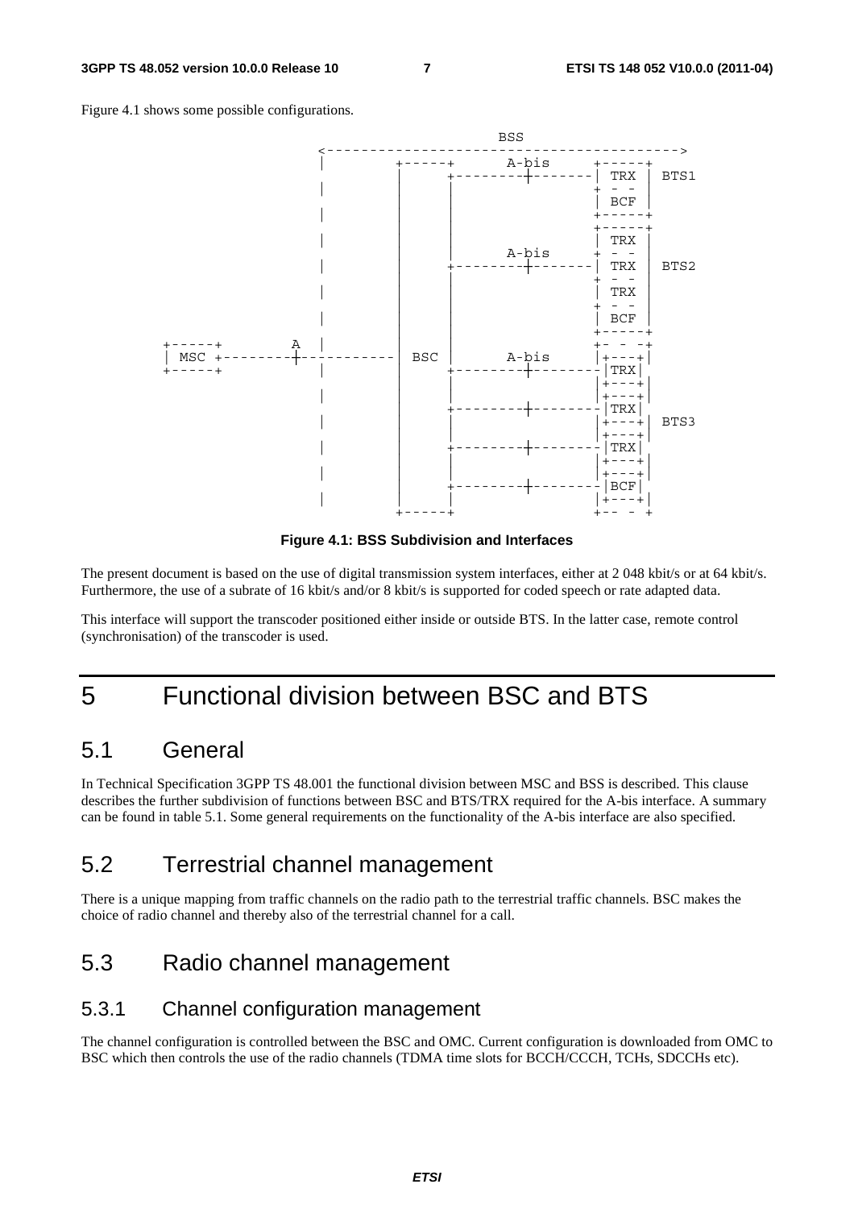Figure 4.1 shows some possible configurations.

```
                                                     BSS
                        <---------------------------------------->
                        |       +-----+      A-bis      +-----+
                        |       |     +--------+--------| TRX |  BTS1
                        |       |     |                 + - -
                        |       |     |                 | BCF |
                        |       |     |                 +-----+
                        |       |     |                 +-----+
                        |       |     |                 | TRX |
                        |       |     |      A-bis      + - -
                        |       |     +--------+--------| TRX |  BTS2
                        |       |     |                 + - -
                        |       |     |                 | TRX |
                        |       |     |                 + - -
                        |       |     |                 | BCF |
                        |       |     |                 +-----+
+-----+          A      |       |     |                 +- - -+
| MSC +----------+------------- | BSC |      A-bis      |+---+|
+-----+                 |       |     +--------+--------|TRX|
                        |       |     |                 |+---+|
                        |       |     |                 |+---+|
                        |       |     +--------+--------|TRX|
                        |       |     |                 |+---+|  BTS3
                        |       |     |                 |+---+|
                        |       |     +--------+--------|TRX|
                        |       |     |                 |+---+|
                        |       |     |                 |+---+|
                        |       |     +--------+--------|BCF|
                        |       |     |                 |+---+|
                        |       +-----+                 +-- - +
```

**Figure 4.1: BSS Subdivision and Interfaces**

The present document is based on the use of digital transmission system interfaces, either at 2 048 kbit/s or at 64 kbit/s. Furthermore, the use of a subrate of 16 kbit/s and/or 8 kbit/s is supported for coded speech or rate adapted data.

This interface will support the transcoder positioned either inside or outside BTS. In the latter case, remote control (synchronisation) of the transcoder is used.

# 5 Functional division between BSC and BTS

## 5.1 General

In Technical Specification 3GPP TS 48.001 the functional division between MSC and BSS is described. This clause describes the further subdivision of functions between BSC and BTS/TRX required for the A-bis interface. A summary can be found in table 5.1. Some general requirements on the functionality of the A-bis interface are also specified.

## 5.2 Terrestrial channel management

There is a unique mapping from traffic channels on the radio path to the terrestrial traffic channels. BSC makes the choice of radio channel and thereby also of the terrestrial channel for a call.

## 5.3 Radio channel management

### 5.3.1 Channel configuration management

The channel configuration is controlled between the BSC and OMC. Current configuration is downloaded from OMC to BSC which then controls the use of the radio channels (TDMA time slots for BCCH/CCCH, TCHs, SDCCHs etc).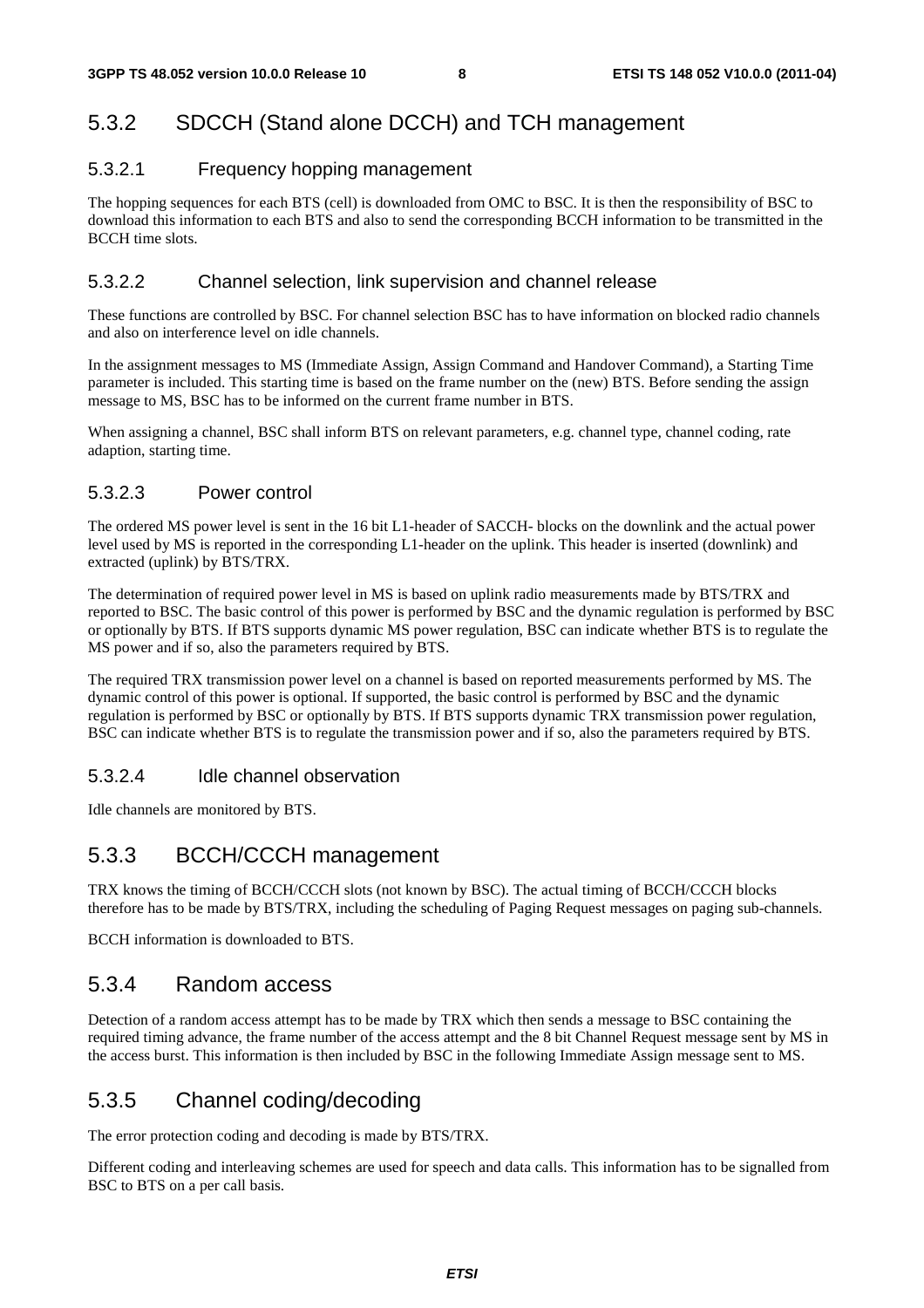### 5.3.2 SDCCH (Stand alone DCCH) and TCH management

#### 5.3.2.1 Frequency hopping management

The hopping sequences for each BTS (cell) is downloaded from OMC to BSC. It is then the responsibility of BSC to download this information to each BTS and also to send the corresponding BCCH information to be transmitted in the BCCH time slots.

#### 5.3.2.2 Channel selection, link supervision and channel release

These functions are controlled by BSC. For channel selection BSC has to have information on blocked radio channels and also on interference level on idle channels.

In the assignment messages to MS (Immediate Assign, Assign Command and Handover Command), a Starting Time parameter is included. This starting time is based on the frame number on the (new) BTS. Before sending the assign message to MS, BSC has to be informed on the current frame number in BTS.

When assigning a channel, BSC shall inform BTS on relevant parameters, e.g. channel type, channel coding, rate adaption, starting time.

#### 5.3.2.3 Power control

The ordered MS power level is sent in the 16 bit L1-header of SACCH- blocks on the downlink and the actual power level used by MS is reported in the corresponding L1-header on the uplink. This header is inserted (downlink) and extracted (uplink) by BTS/TRX.

The determination of required power level in MS is based on uplink radio measurements made by BTS/TRX and reported to BSC. The basic control of this power is performed by BSC and the dynamic regulation is performed by BSC or optionally by BTS. If BTS supports dynamic MS power regulation, BSC can indicate whether BTS is to regulate the MS power and if so, also the parameters required by BTS.

The required TRX transmission power level on a channel is based on reported measurements performed by MS. The dynamic control of this power is optional. If supported, the basic control is performed by BSC and the dynamic regulation is performed by BSC or optionally by BTS. If BTS supports dynamic TRX transmission power regulation, BSC can indicate whether BTS is to regulate the transmission power and if so, also the parameters required by BTS.

#### 5.3.2.4 Idle channel observation

Idle channels are monitored by BTS.

### 5.3.3 BCCH/CCCH management

TRX knows the timing of BCCH/CCCH slots (not known by BSC). The actual timing of BCCH/CCCH blocks therefore has to be made by BTS/TRX, including the scheduling of Paging Request messages on paging sub-channels.

BCCH information is downloaded to BTS.

### 5.3.4 Random access

Detection of a random access attempt has to be made by TRX which then sends a message to BSC containing the required timing advance, the frame number of the access attempt and the 8 bit Channel Request message sent by MS in the access burst. This information is then included by BSC in the following Immediate Assign message sent to MS.

### 5.3.5 Channel coding/decoding

The error protection coding and decoding is made by BTS/TRX.

Different coding and interleaving schemes are used for speech and data calls. This information has to be signalled from BSC to BTS on a per call basis.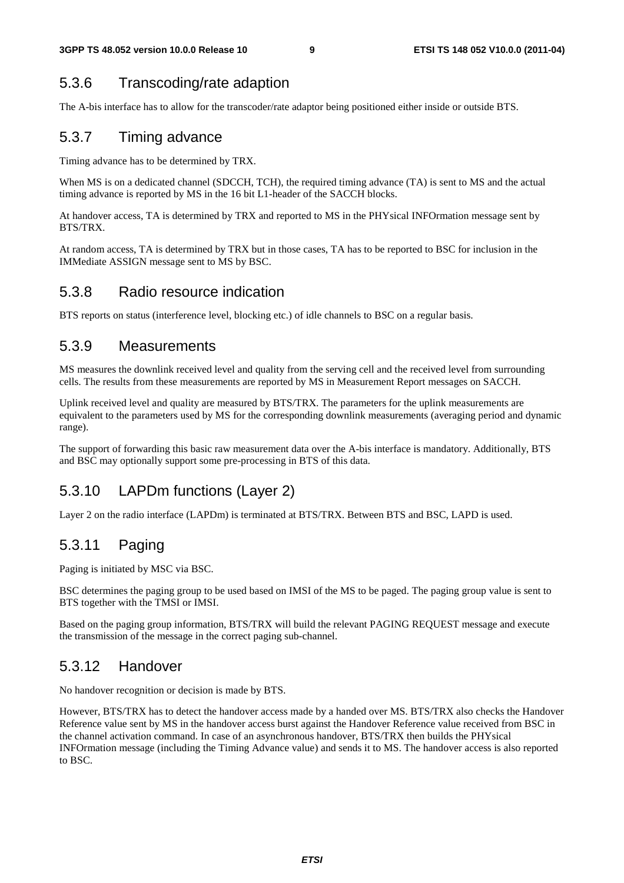### 5.3.6 Transcoding/rate adaption

The A-bis interface has to allow for the transcoder/rate adaptor being positioned either inside or outside BTS.

### 5.3.7 Timing advance

Timing advance has to be determined by TRX.

When MS is on a dedicated channel (SDCCH, TCH), the required timing advance (TA) is sent to MS and the actual timing advance is reported by MS in the 16 bit L1-header of the SACCH blocks.

At handover access, TA is determined by TRX and reported to MS in the PHYsical INFOrmation message sent by BTS/TRX.

At random access, TA is determined by TRX but in those cases, TA has to be reported to BSC for inclusion in the IMMediate ASSIGN message sent to MS by BSC.

### 5.3.8 Radio resource indication

BTS reports on status (interference level, blocking etc.) of idle channels to BSC on a regular basis.

### 5.3.9 Measurements

MS measures the downlink received level and quality from the serving cell and the received level from surrounding cells. The results from these measurements are reported by MS in Measurement Report messages on SACCH.

Uplink received level and quality are measured by BTS/TRX. The parameters for the uplink measurements are equivalent to the parameters used by MS for the corresponding downlink measurements (averaging period and dynamic range).

The support of forwarding this basic raw measurement data over the A-bis interface is mandatory. Additionally, BTS and BSC may optionally support some pre-processing in BTS of this data.

### 5.3.10 LAPDm functions (Layer 2)

Layer 2 on the radio interface (LAPDm) is terminated at BTS/TRX. Between BTS and BSC, LAPD is used.

### 5.3.11 Paging

Paging is initiated by MSC via BSC.

BSC determines the paging group to be used based on IMSI of the MS to be paged. The paging group value is sent to BTS together with the TMSI or IMSI.

Based on the paging group information, BTS/TRX will build the relevant PAGING REQUEST message and execute the transmission of the message in the correct paging sub-channel.

### 5.3.12 Handover

No handover recognition or decision is made by BTS.

However, BTS/TRX has to detect the handover access made by a handed over MS. BTS/TRX also checks the Handover Reference value sent by MS in the handover access burst against the Handover Reference value received from BSC in the channel activation command. In case of an asynchronous handover, BTS/TRX then builds the PHYsical INFOrmation message (including the Timing Advance value) and sends it to MS. The handover access is also reported to BSC.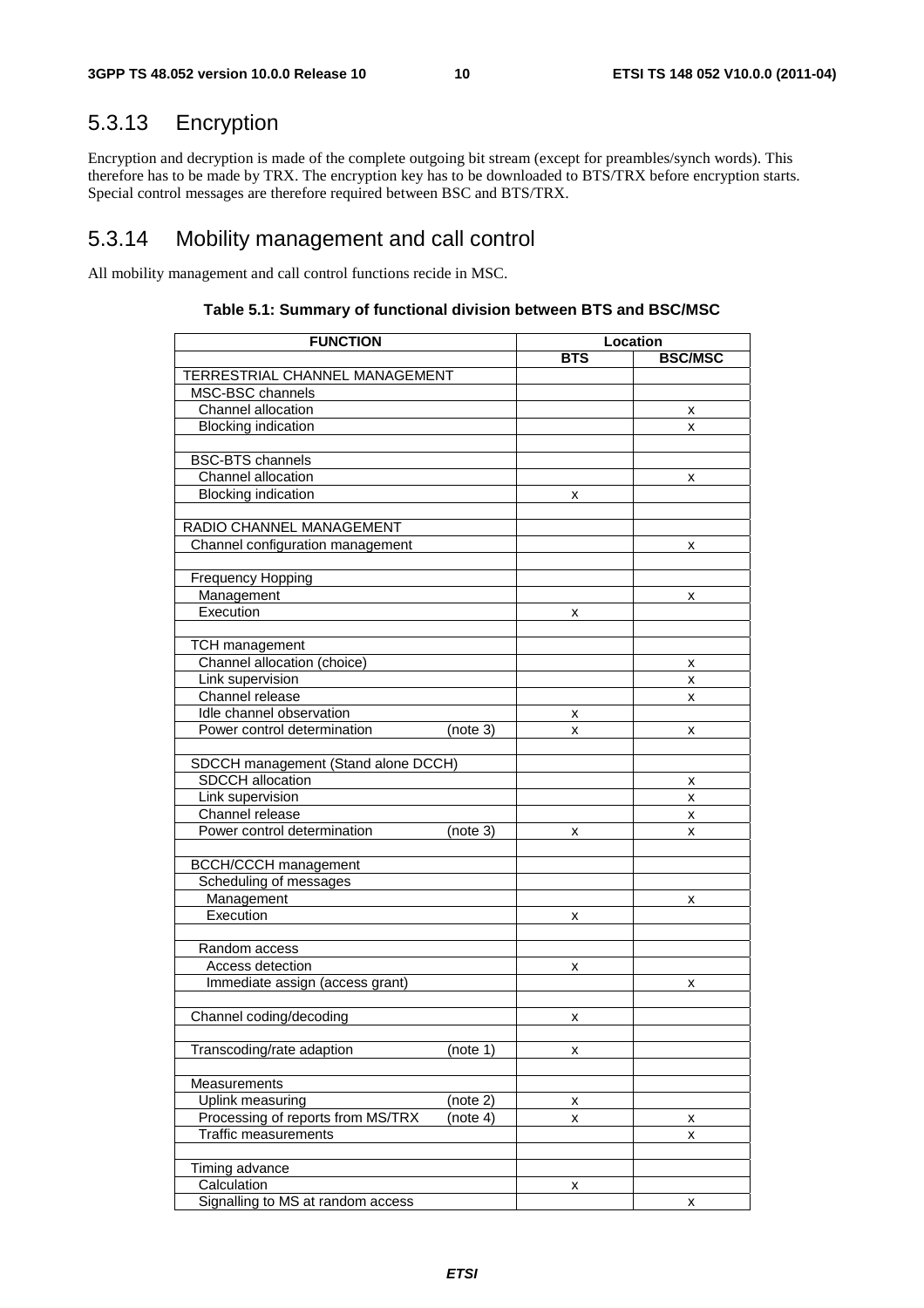## 5.3.13 Encryption

Encryption and decryption is made of the complete outgoing bit stream (except for preambles/synch words). This therefore has to be made by TRX. The encryption key has to be downloaded to BTS/TRX before encryption starts. Special control messages are therefore required between BSC and BTS/TRX.

## 5.3.14 Mobility management and call control

All mobility management and call control functions recide in MSC.

**Table 5.1: Summary of functional division between BTS and BSC/MSC**

| FUNCTION | Location | |
|---|---|---|
| | BTS | BSC/MSC |
| TERRESTRIAL CHANNEL MANAGEMENT | | |
| MSC-BSC channels | | |
| Channel allocation | | x |
| Blocking indication | | x |
| | | |
| BSC-BTS channels | | |
| Channel allocation | | x |
| Blocking indication | x | |
| | | |
| RADIO CHANNEL MANAGEMENT | | |
| Channel configuration management | | x |
| | | |
| Frequency Hopping | | |
| Management | | x |
| Execution | x | |
| | | |
| TCH management | | |
| Channel allocation (choice) | | x |
| Link supervision | | x |
| Channel release | | x |
| Idle channel observation | x | |
| Power control determination (note 3) | x | x |
| | | |
| SDCCH management (Stand alone DCCH) | | |
| SDCCH allocation | | x |
| Link supervision | | x |
| Channel release | | x |
| Power control determination (note 3) | x | x |
| | | |
| BCCH/CCCH management | | |
| Scheduling of messages | | |
| Management | | x |
| Execution | x | |
| | | |
| Random access | | |
| Access detection | x | |
| Immediate assign (access grant) | | x |
| | | |
| Channel coding/decoding | x | |
| | | |
| Transcoding/rate adaption (note 1) | x | |
| | | |
| Measurements | | |
| Uplink measuring (note 2) | x | |
| Processing of reports from MS/TRX (note 4) | x | x |
| Traffic measurements | | x |
| | | |
| Timing advance | | |
| Calculation | x | |
| Signalling to MS at random access | | x |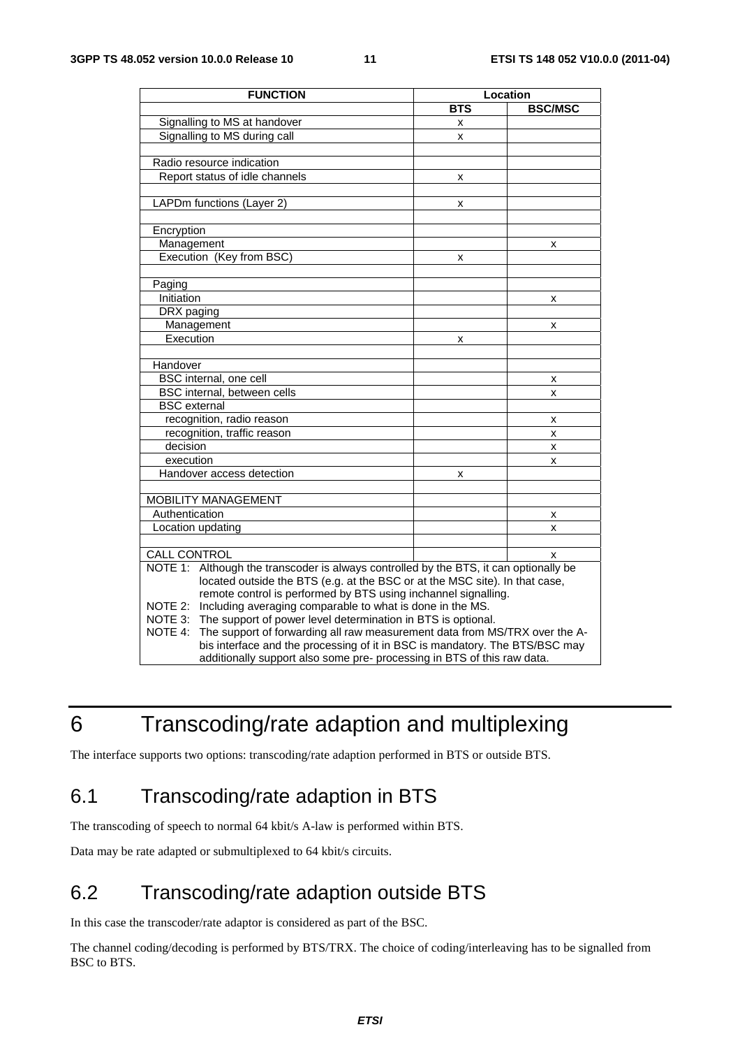| FUNCTION | Location | |
|---|---|---|
| | BTS | BSC/MSC |
| Signalling to MS at handover | x | |
| Signalling to MS during call | x | |
| | | |
| Radio resource indication | | |
| Report status of idle channels | x | |
| | | |
| LAPDm functions (Layer 2) | x | |
| | | |
| Encryption | | |
| Management | | x |
| Execution (Key from BSC) | x | |
| | | |
| Paging | | |
| Initiation | | x |
| DRX paging | | |
| Management | | x |
| Execution | x | |
| | | |
| Handover | | |
| BSC internal, one cell | | x |
| BSC internal, between cells | | x |
| BSC external | | |
| recognition, radio reason | | x |
| recognition, traffic reason | | x |
| decision | | x |
| execution | | x |
| Handover access detection | x | |
| | | |
| MOBILITY MANAGEMENT | | |
| Authentication | | x |
| Location updating | | x |
| | | |
| CALL CONTROL | | x |

NOTE 1: Although the transcoder is always controlled by the BTS, it can optionally be located outside the BTS (e.g. at the BSC or at the MSC site). In that case, remote control is performed by BTS using inchannel signalling.

NOTE 2: Including averaging comparable to what is done in the MS.

NOTE 3: The support of power level determination in BTS is optional.

NOTE 4: The support of forwarding all raw measurement data from MS/TRX over the A-bis interface and the processing of it in BSC is mandatory. The BTS/BSC may additionally support also some pre- processing in BTS of this raw data.

# 6 Transcoding/rate adaption and multiplexing

The interface supports two options: transcoding/rate adaption performed in BTS or outside BTS.

## 6.1 Transcoding/rate adaption in BTS

The transcoding of speech to normal 64 kbit/s A-law is performed within BTS.

Data may be rate adapted or submultiplexed to 64 kbit/s circuits.

## 6.2 Transcoding/rate adaption outside BTS

In this case the transcoder/rate adaptor is considered as part of the BSC.

The channel coding/decoding is performed by BTS/TRX. The choice of coding/interleaving has to be signalled from BSC to BTS.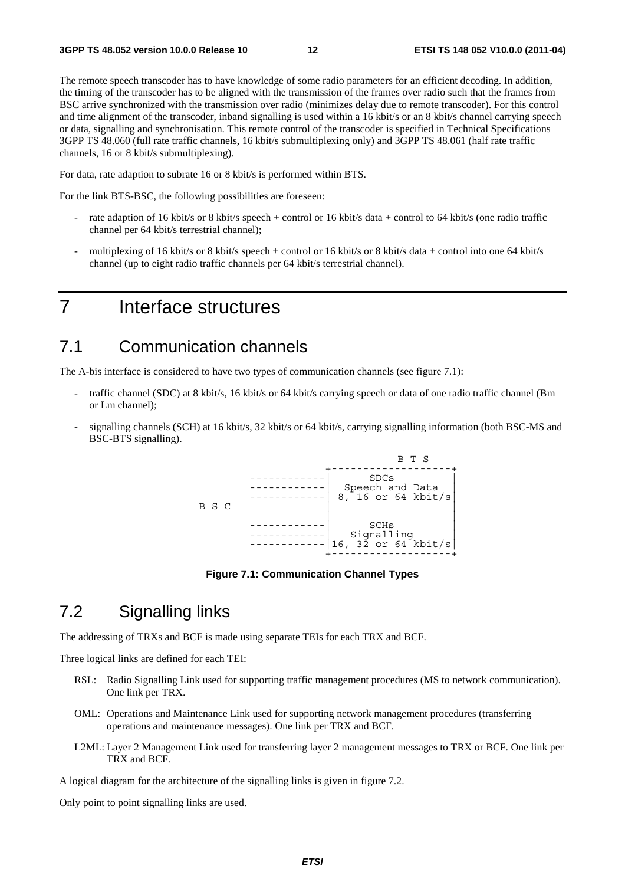The remote speech transcoder has to have knowledge of some radio parameters for an efficient decoding. In addition, the timing of the transcoder has to be aligned with the transmission of the frames over radio such that the frames from BSC arrive synchronized with the transmission over radio (minimizes delay due to remote transcoder). For this control and time alignment of the transcoder, inband signalling is used within a 16 kbit/s or an 8 kbit/s channel carrying speech or data, signalling and synchronisation. This remote control of the transcoder is specified in Technical Specifications 3GPP TS 48.060 (full rate traffic channels, 16 kbit/s submultiplexing only) and 3GPP TS 48.061 (half rate traffic channels, 16 or 8 kbit/s submultiplexing).

For data, rate adaption to subrate 16 or 8 kbit/s is performed within BTS.

For the link BTS-BSC, the following possibilities are foreseen:

- rate adaption of 16 kbit/s or 8 kbit/s speech + control or 16 kbit/s data + control to 64 kbit/s (one radio traffic channel per 64 kbit/s terrestrial channel);
- multiplexing of 16 kbit/s or 8 kbit/s speech + control or 16 kbit/s or 8 kbit/s data + control into one 64 kbit/s channel (up to eight radio traffic channels per 64 kbit/s terrestrial channel).

# 7 Interface structures

## 7.1 Communication channels

The A-bis interface is considered to have two types of communication channels (see figure 7.1):

- traffic channel (SDC) at 8 kbit/s, 16 kbit/s or 64 kbit/s carrying speech or data of one radio traffic channel (Bm or Lm channel);
- signalling channels (SCH) at 16 kbit/s, 32 kbit/s or 64 kbit/s, carrying signalling information (both BSC-MS and BSC-BTS signalling).

```
                              B T S
                     +-------------------+
         ------------|       SDCs        |
         ------------|  Speech and Data  |
         ------------| 8, 16 or 64 kbit/s|
B S C                |                   |
                     |                   |
         ------------|       SCHs        |
         ------------|    Signalling     |
         ------------|16, 32 or 64 kbit/s|
                     +-------------------+
```

**Figure 7.1: Communication Channel Types**

## 7.2 Signalling links

The addressing of TRXs and BCF is made using separate TEIs for each TRX and BCF.

Three logical links are defined for each TEI:

RSL: Radio Signalling Link used for supporting traffic management procedures (MS to network communication). One link per TRX.

OML: Operations and Maintenance Link used for supporting network management procedures (transferring operations and maintenance messages). One link per TRX and BCF.

L2ML: Layer 2 Management Link used for transferring layer 2 management messages to TRX or BCF. One link per TRX and BCF.

A logical diagram for the architecture of the signalling links is given in figure 7.2.

Only point to point signalling links are used.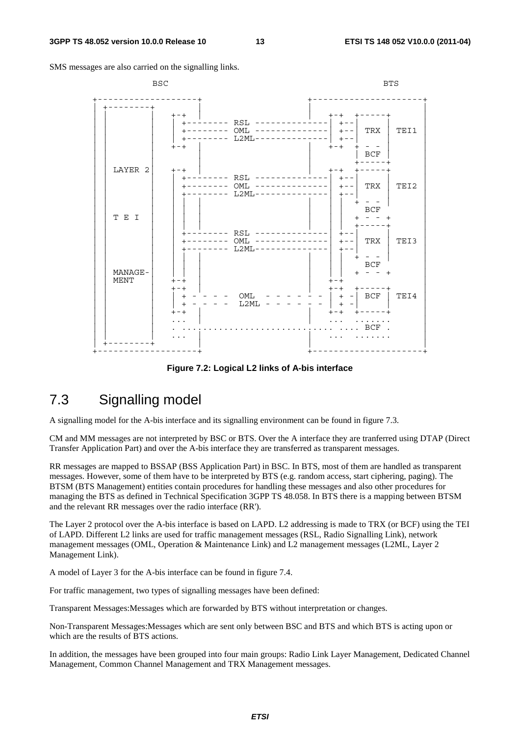SMS messages are also carried on the signalling links.

```
         BSC                                                      BTS

+-------------------+                        +---------------------+
| +--------+        |                        |                     |
| |        |  +-+   |                        |  +-+  +-----+       |
| |        |  | +-------- RSL --------------|  +--|     |       |
| |        |  | +-------- OML --------------|  +--| TRX | TEI1  |
| |        |  | +-------- L2ML--------------|  +--|     |       |
| |        |  +-+   |                        |  +-+  + - -       |
| |        |        |                        |       | BCF |     |
| |        |        |                        |       +-----+     |
| | LAYER 2|  +-+   |                        |  +-+  +-----+     |
| |        |  | +-------- RSL --------------|  +--|     |       |
| |        |  | +-------- OML --------------|  +--| TRX | TEI2  |
| |        |  | +-------- L2ML--------------|  +--|     |       |
| |        |  | |   |                        |  |   + - -        |
| |        |  | |   |                        |  |     BCF        |
| | T E I  |  | |   |                        |  |   + - - +      |
| |        |  | |   |                        |  |   +-----+      |
| |        |  | +-------- RSL --------------|  +--|     |       |
| |        |  | +-------- OML --------------|  +--| TRX | TEI3  |
| |        |  | +-------- L2ML--------------|  +--|     |       |
| |        |  | |   |                        |  |   + - -        |
| |        |  | |   |                        |  |     BCF        |
| | MANAGE-|  | |   |                        |  |   + - - +      |
| | MENT   |  +-+   |                        |  +-+              |
| |        |  +-+   |                        |  +-+  +-----+     |
| |        |  | + - - - -  OML  - - - - - - | + - | BCF | TEI4  |
| |        |  | + - - - -  L2ML - - - - - - | + - |     |       |
| |        |  +-+   |                        |  +-+  +-----+     |
| |        |  ...   |                        |  ...  .......     |
| |        |  . ............................ .... BCF .         |
| |        |  ...   |                        |  ...  .......     |
| +--------+        |                        |                     |
+-------------------+                        +---------------------+
```

**Figure 7.2: Logical L2 links of A-bis interface**

## 7.3 Signalling model

A signalling model for the A-bis interface and its signalling environment can be found in figure 7.3.

CM and MM messages are not interpreted by BSC or BTS. Over the A interface they are tranferred using DTAP (Direct Transfer Application Part) and over the A-bis interface they are transferred as transparent messages.

RR messages are mapped to BSSAP (BSS Application Part) in BSC. In BTS, most of them are handled as transparent messages. However, some of them have to be interpreted by BTS (e.g. random access, start ciphering, paging). The BTSM (BTS Management) entities contain procedures for handling these messages and also other procedures for managing the BTS as defined in Technical Specification 3GPP TS 48.058. In BTS there is a mapping between BTSM and the relevant RR messages over the radio interface (RR').

The Layer 2 protocol over the A-bis interface is based on LAPD. L2 addressing is made to TRX (or BCF) using the TEI of LAPD. Different L2 links are used for traffic management messages (RSL, Radio Signalling Link), network management messages (OML, Operation & Maintenance Link) and L2 management messages (L2ML, Layer 2 Management Link).

A model of Layer 3 for the A-bis interface can be found in figure 7.4.

For traffic management, two types of signalling messages have been defined:

Transparent Messages:Messages which are forwarded by BTS without interpretation or changes.

Non-Transparent Messages:Messages which are sent only between BSC and BTS and which BTS is acting upon or which are the results of BTS actions.

In addition, the messages have been grouped into four main groups: Radio Link Layer Management, Dedicated Channel Management, Common Channel Management and TRX Management messages.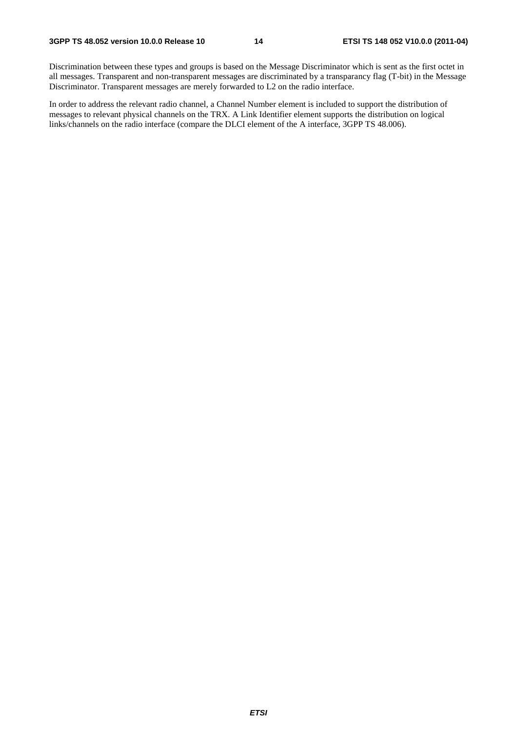Discrimination between these types and groups is based on the Message Discriminator which is sent as the first octet in all messages. Transparent and non-transparent messages are discriminated by a transparancy flag (T-bit) in the Message Discriminator. Transparent messages are merely forwarded to L2 on the radio interface.

In order to address the relevant radio channel, a Channel Number element is included to support the distribution of messages to relevant physical channels on the TRX. A Link Identifier element supports the distribution on logical links/channels on the radio interface (compare the DLCI element of the A interface, 3GPP TS 48.006).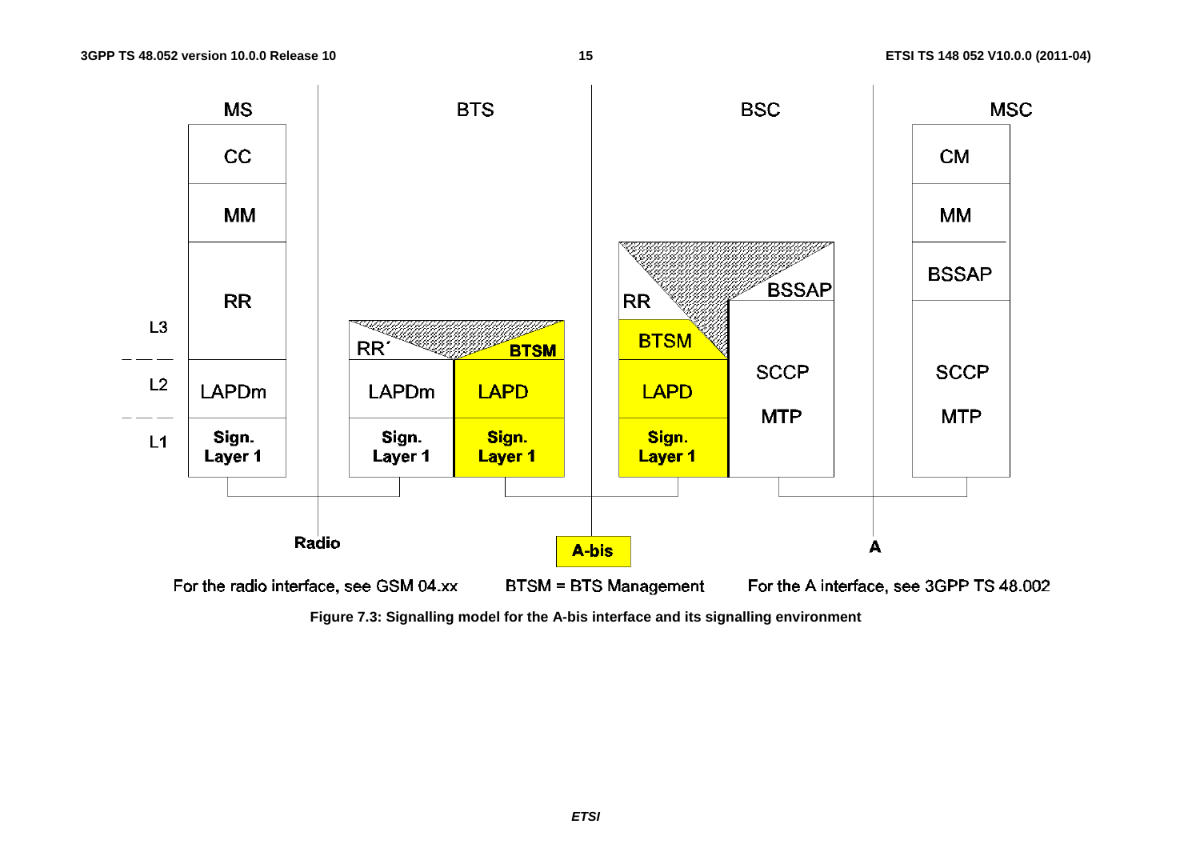For the radio interface, see GSM 04.xx

BTSM = BTS Management

For the A interface, see 3GPP TS 48.002

**Figure 7.3: Signalling model for the A-bis interface and its signalling environment**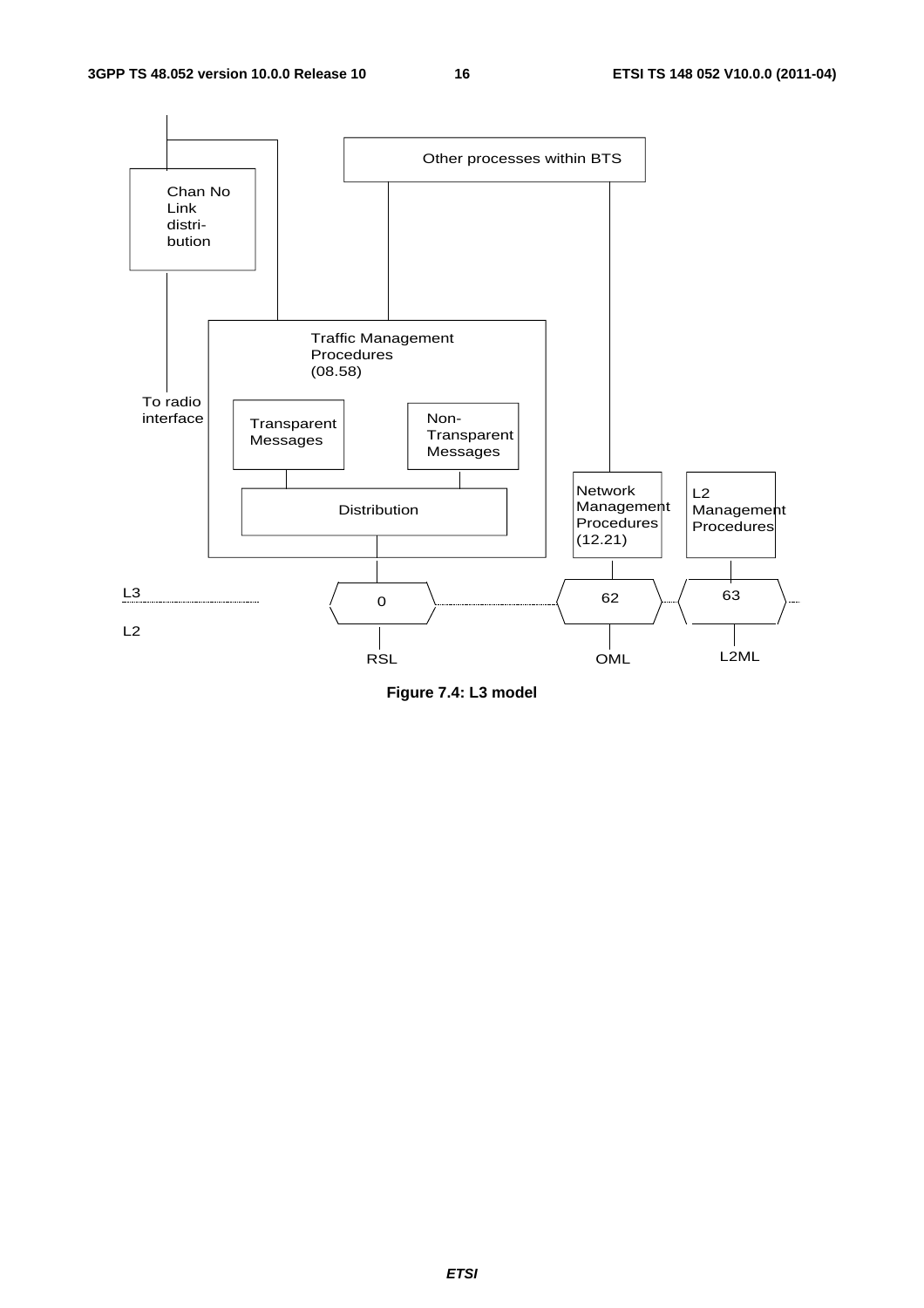Other processes within BTS

Chan No Link distri- bution

Traffic Management Procedures (08.58)

To radio interface

Transparent Messages

Non- Transparent Messages

Distribution

Network Management Procedures (12.21)

L2 Management Procedures

L3

L2

0

62

63

RSL

OML

L2ML

**Figure 7.4: L3 model**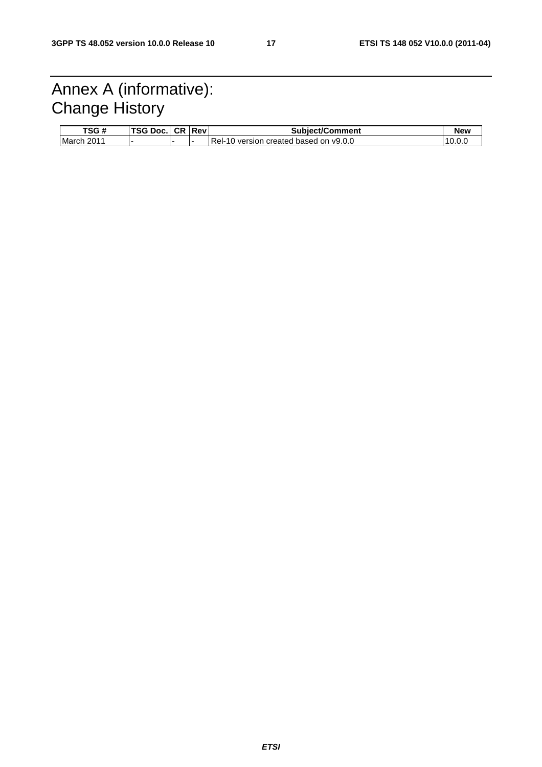# Annex A (informative): Change History

| TSG # | TSG Doc. | CR | Rev | Subject/Comment | New |
|---|---|---|---|---|---|
| March 2011 | - | - | - | Rel-10 version created based on v9.0.0 | 10.0.0 |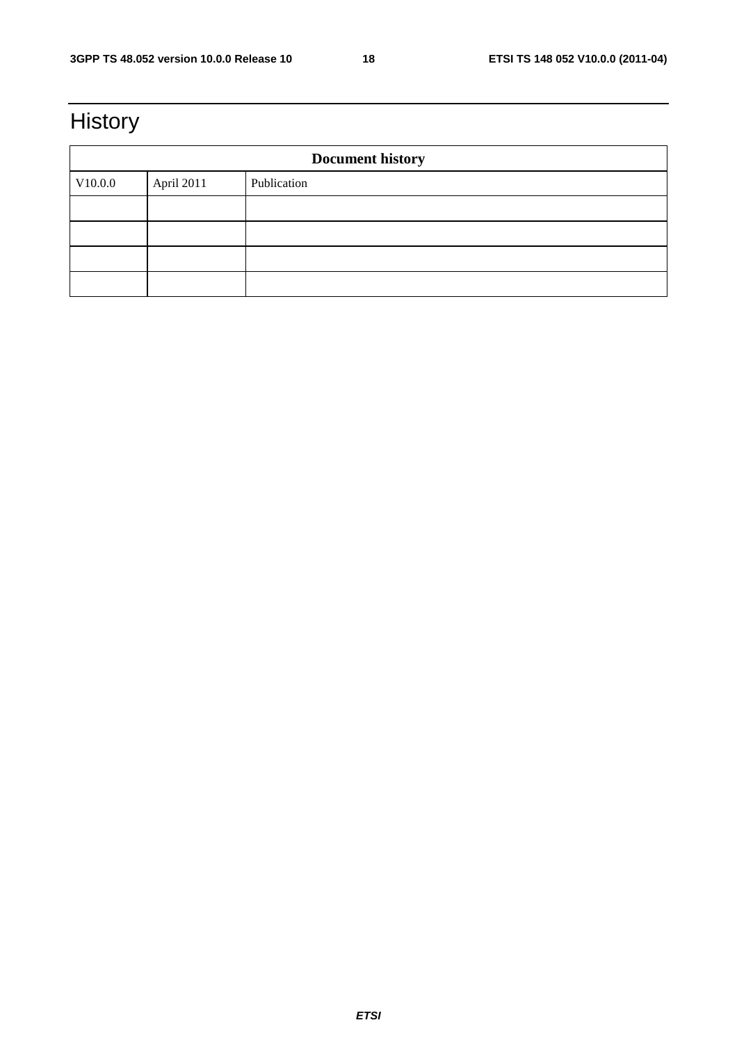# History

| Document history | | |
|---|---|---|
| V10.0.0 | April 2011 | Publication |
| | | |
| | | |
| | | |
| | | |